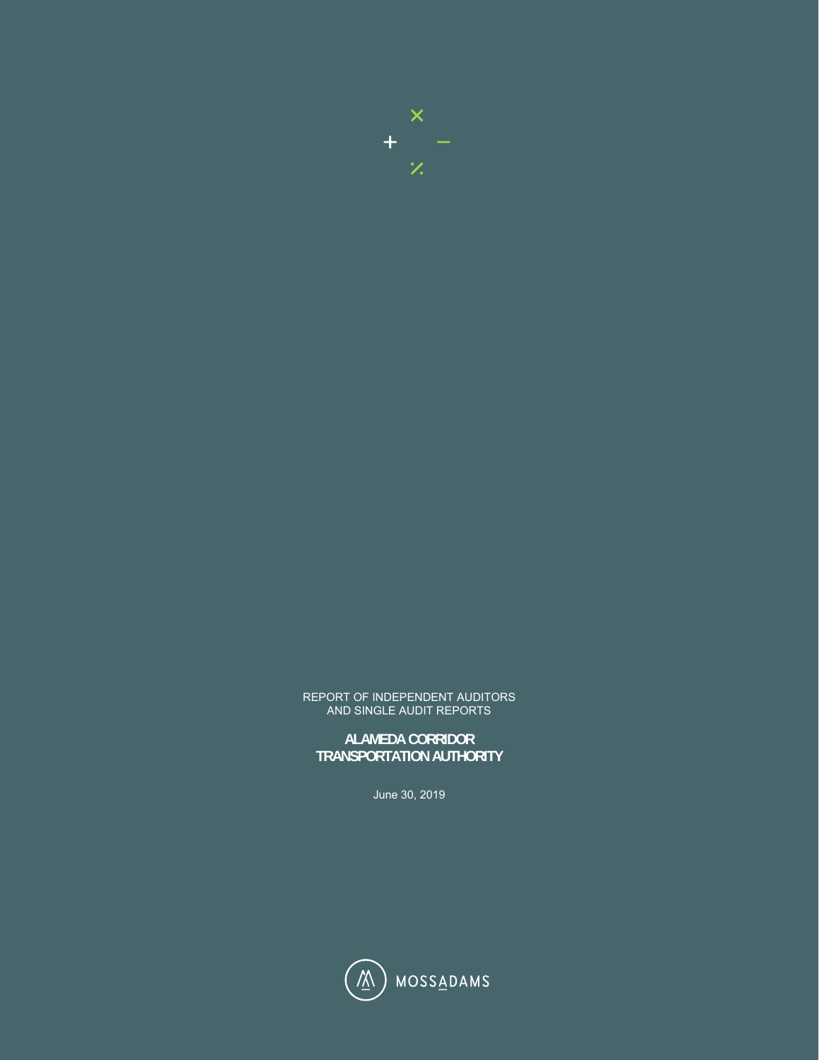REPORT OF INDEPENDENT AUDITORS
AND SINGLE AUDIT REPORTS

# ALAMEDA CORRIDOR TRANSPORTATION AUTHORITY

June 30, 2019

MOSSADAMS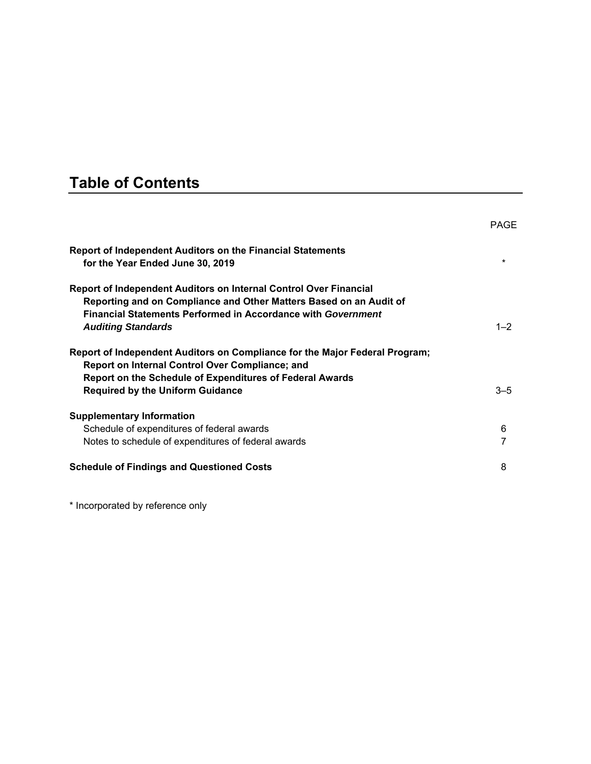# Table of Contents

| | PAGE |
|---|---|
| **Report of Independent Auditors on the Financial Statements for the Year Ended June 30, 2019** | * |
| **Report of Independent Auditors on Internal Control Over Financial Reporting and on Compliance and Other Matters Based on an Audit of Financial Statements Performed in Accordance with *Government Auditing Standards*** | 1–2 |
| **Report of Independent Auditors on Compliance for the Major Federal Program; Report on Internal Control Over Compliance; and Report on the Schedule of Expenditures of Federal Awards Required by the Uniform Guidance** | 3–5 |
| **Supplementary Information** | |
| Schedule of expenditures of federal awards | 6 |
| Notes to schedule of expenditures of federal awards | 7 |
| **Schedule of Findings and Questioned Costs** | 8 |

* Incorporated by reference only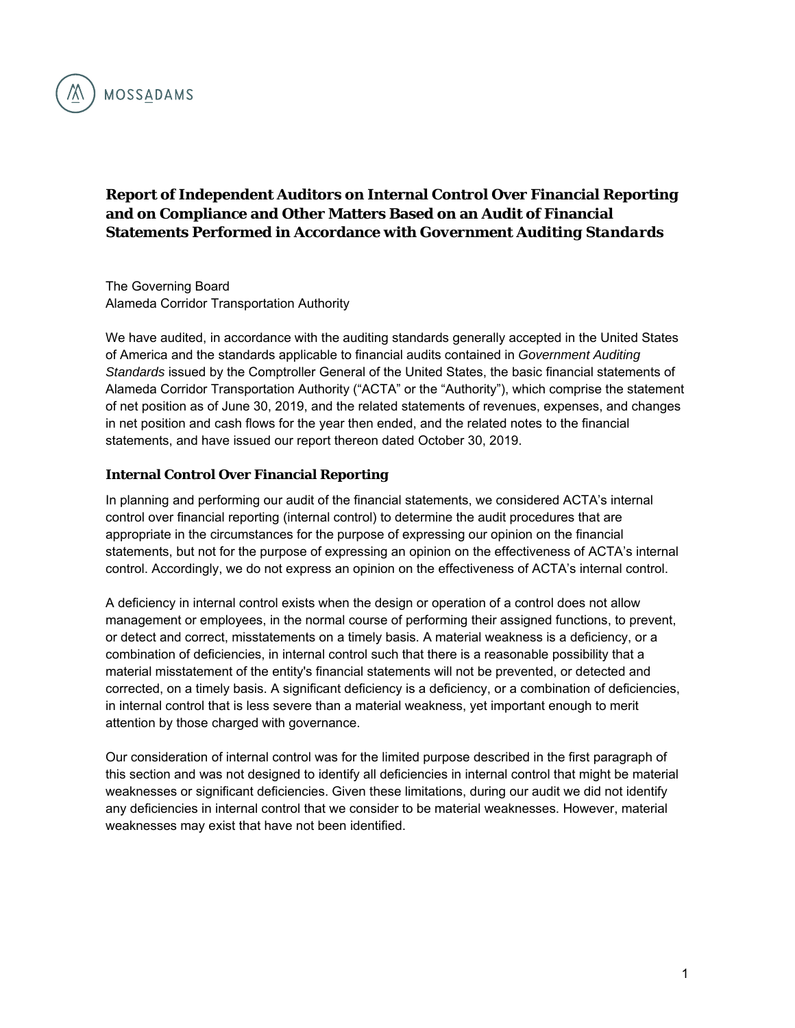MOSSADAMS

# Report of Independent Auditors on Internal Control Over Financial Reporting and on Compliance and Other Matters Based on an Audit of Financial Statements Performed in Accordance with *Government Auditing Standards*

The Governing Board
Alameda Corridor Transportation Authority

We have audited, in accordance with the auditing standards generally accepted in the United States of America and the standards applicable to financial audits contained in *Government Auditing Standards* issued by the Comptroller General of the United States, the basic financial statements of Alameda Corridor Transportation Authority ("ACTA" or the "Authority"), which comprise the statement of net position as of June 30, 2019, and the related statements of revenues, expenses, and changes in net position and cash flows for the year then ended, and the related notes to the financial statements, and have issued our report thereon dated October 30, 2019.

## Internal Control Over Financial Reporting

In planning and performing our audit of the financial statements, we considered ACTA's internal control over financial reporting (internal control) to determine the audit procedures that are appropriate in the circumstances for the purpose of expressing our opinion on the financial statements, but not for the purpose of expressing an opinion on the effectiveness of ACTA's internal control. Accordingly, we do not express an opinion on the effectiveness of ACTA's internal control.

A deficiency in internal control exists when the design or operation of a control does not allow management or employees, in the normal course of performing their assigned functions, to prevent, or detect and correct, misstatements on a timely basis. A material weakness is a deficiency, or a combination of deficiencies, in internal control such that there is a reasonable possibility that a material misstatement of the entity's financial statements will not be prevented, or detected and corrected, on a timely basis. A significant deficiency is a deficiency, or a combination of deficiencies, in internal control that is less severe than a material weakness, yet important enough to merit attention by those charged with governance.

Our consideration of internal control was for the limited purpose described in the first paragraph of this section and was not designed to identify all deficiencies in internal control that might be material weaknesses or significant deficiencies. Given these limitations, during our audit we did not identify any deficiencies in internal control that we consider to be material weaknesses. However, material weaknesses may exist that have not been identified.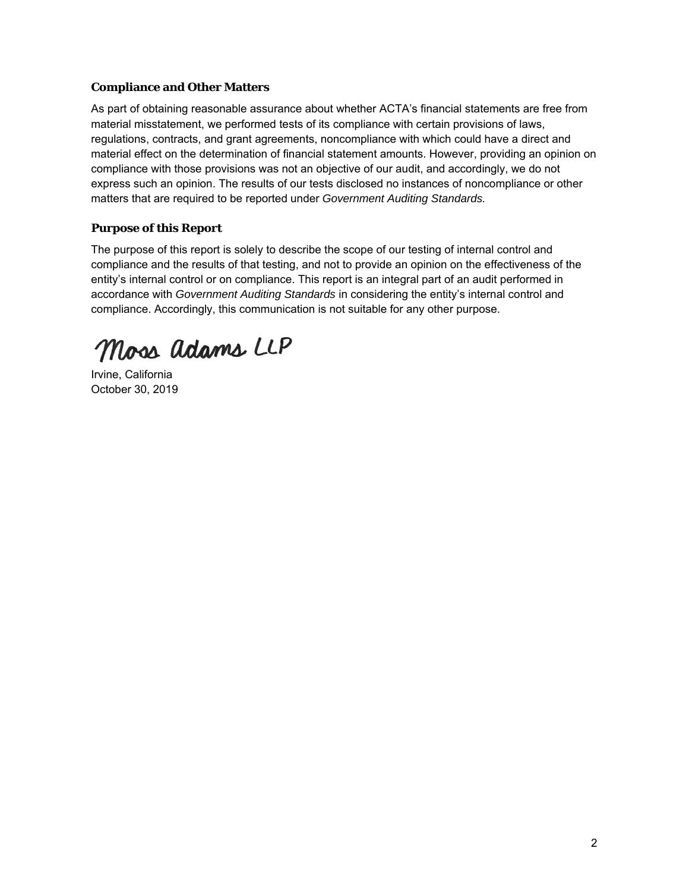### Compliance and Other Matters

As part of obtaining reasonable assurance about whether ACTA's financial statements are free from material misstatement, we performed tests of its compliance with certain provisions of laws, regulations, contracts, and grant agreements, noncompliance with which could have a direct and material effect on the determination of financial statement amounts. However, providing an opinion on compliance with those provisions was not an objective of our audit, and accordingly, we do not express such an opinion. The results of our tests disclosed no instances of noncompliance or other matters that are required to be reported under *Government Auditing Standards.*

### Purpose of this Report

The purpose of this report is solely to describe the scope of our testing of internal control and compliance and the results of that testing, and not to provide an opinion on the effectiveness of the entity's internal control or on compliance. This report is an integral part of an audit performed in accordance with *Government Auditing Standards* in considering the entity's internal control and compliance. Accordingly, this communication is not suitable for any other purpose.

Moss Adams LLP

Irvine, California
October 30, 2019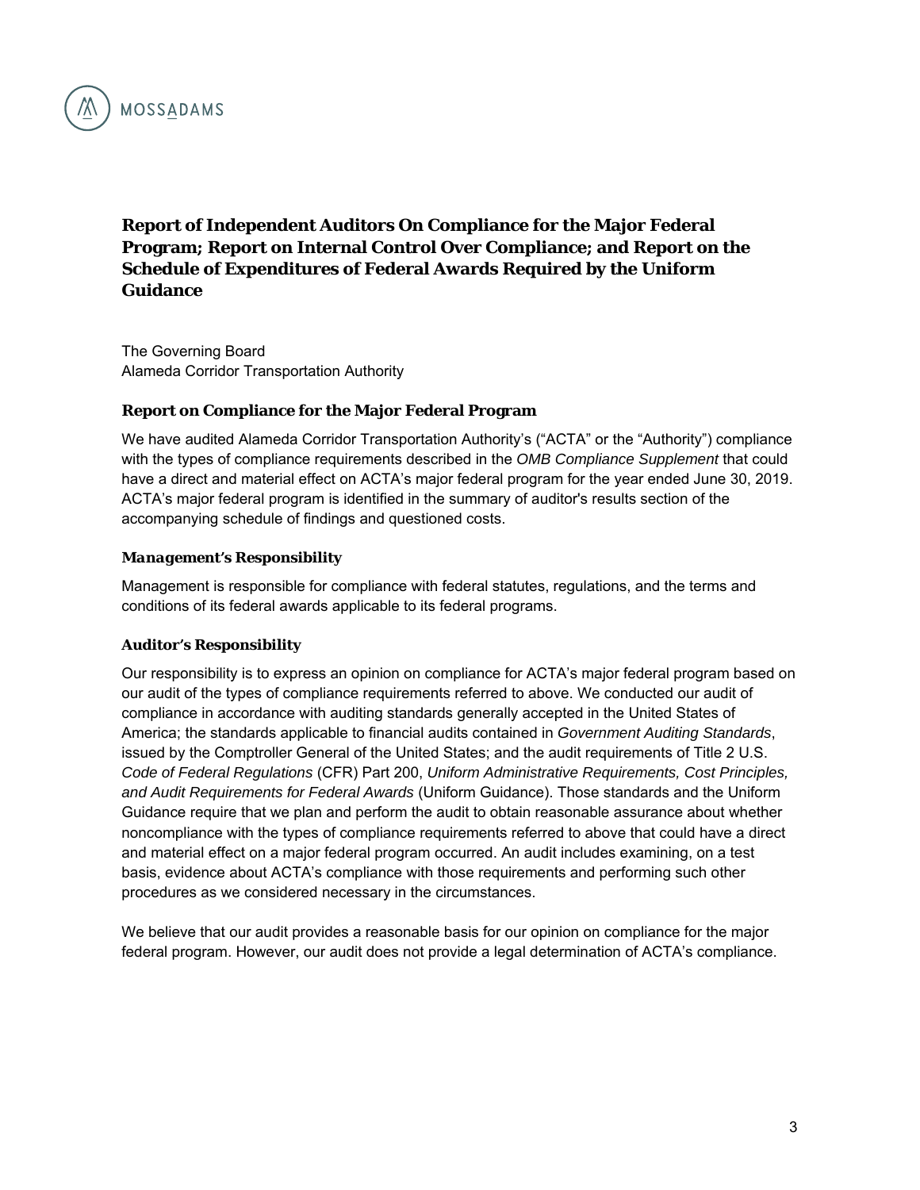# Report of Independent Auditors On Compliance for the Major Federal Program; Report on Internal Control Over Compliance; and Report on the Schedule of Expenditures of Federal Awards Required by the Uniform Guidance

The Governing Board
Alameda Corridor Transportation Authority

## Report on Compliance for the Major Federal Program

We have audited Alameda Corridor Transportation Authority's ("ACTA" or the "Authority") compliance with the types of compliance requirements described in the *OMB Compliance Supplement* that could have a direct and material effect on ACTA's major federal program for the year ended June 30, 2019. ACTA's major federal program is identified in the summary of auditor's results section of the accompanying schedule of findings and questioned costs.

### *Management's Responsibility*

Management is responsible for compliance with federal statutes, regulations, and the terms and conditions of its federal awards applicable to its federal programs.

### *Auditor's Responsibility*

Our responsibility is to express an opinion on compliance for ACTA's major federal program based on our audit of the types of compliance requirements referred to above. We conducted our audit of compliance in accordance with auditing standards generally accepted in the United States of America; the standards applicable to financial audits contained in *Government Auditing Standards*, issued by the Comptroller General of the United States; and the audit requirements of Title 2 U.S. *Code of Federal Regulations* (CFR) Part 200, *Uniform Administrative Requirements, Cost Principles, and Audit Requirements for Federal Awards* (Uniform Guidance). Those standards and the Uniform Guidance require that we plan and perform the audit to obtain reasonable assurance about whether noncompliance with the types of compliance requirements referred to above that could have a direct and material effect on a major federal program occurred. An audit includes examining, on a test basis, evidence about ACTA's compliance with those requirements and performing such other procedures as we considered necessary in the circumstances.

We believe that our audit provides a reasonable basis for our opinion on compliance for the major federal program. However, our audit does not provide a legal determination of ACTA's compliance.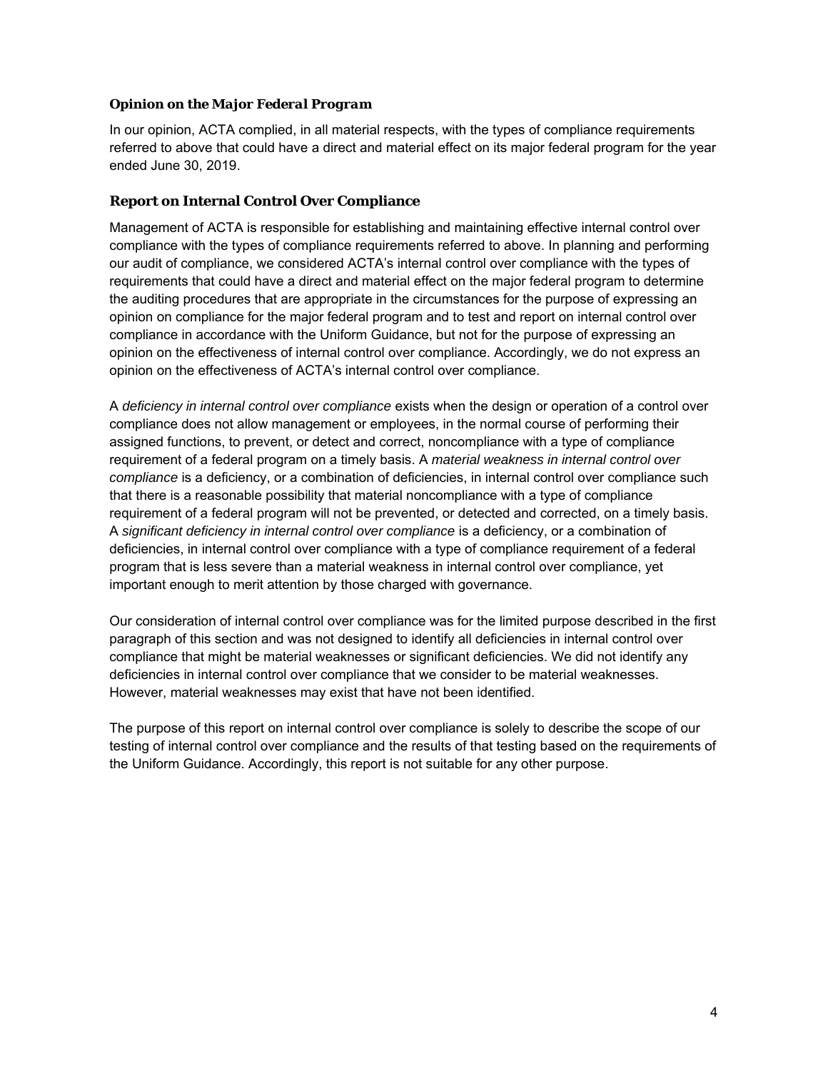### *Opinion on the Major Federal Program*

In our opinion, ACTA complied, in all material respects, with the types of compliance requirements referred to above that could have a direct and material effect on its major federal program for the year ended June 30, 2019.

### Report on Internal Control Over Compliance

Management of ACTA is responsible for establishing and maintaining effective internal control over compliance with the types of compliance requirements referred to above. In planning and performing our audit of compliance, we considered ACTA's internal control over compliance with the types of requirements that could have a direct and material effect on the major federal program to determine the auditing procedures that are appropriate in the circumstances for the purpose of expressing an opinion on compliance for the major federal program and to test and report on internal control over compliance in accordance with the Uniform Guidance, but not for the purpose of expressing an opinion on the effectiveness of internal control over compliance. Accordingly, we do not express an opinion on the effectiveness of ACTA's internal control over compliance.

A *deficiency in internal control over compliance* exists when the design or operation of a control over compliance does not allow management or employees, in the normal course of performing their assigned functions, to prevent, or detect and correct, noncompliance with a type of compliance requirement of a federal program on a timely basis. A *material weakness in internal control over compliance* is a deficiency, or a combination of deficiencies, in internal control over compliance such that there is a reasonable possibility that material noncompliance with a type of compliance requirement of a federal program will not be prevented, or detected and corrected, on a timely basis. A *significant deficiency in internal control over compliance* is a deficiency, or a combination of deficiencies, in internal control over compliance with a type of compliance requirement of a federal program that is less severe than a material weakness in internal control over compliance, yet important enough to merit attention by those charged with governance.

Our consideration of internal control over compliance was for the limited purpose described in the first paragraph of this section and was not designed to identify all deficiencies in internal control over compliance that might be material weaknesses or significant deficiencies. We did not identify any deficiencies in internal control over compliance that we consider to be material weaknesses. However, material weaknesses may exist that have not been identified.

The purpose of this report on internal control over compliance is solely to describe the scope of our testing of internal control over compliance and the results of that testing based on the requirements of the Uniform Guidance. Accordingly, this report is not suitable for any other purpose.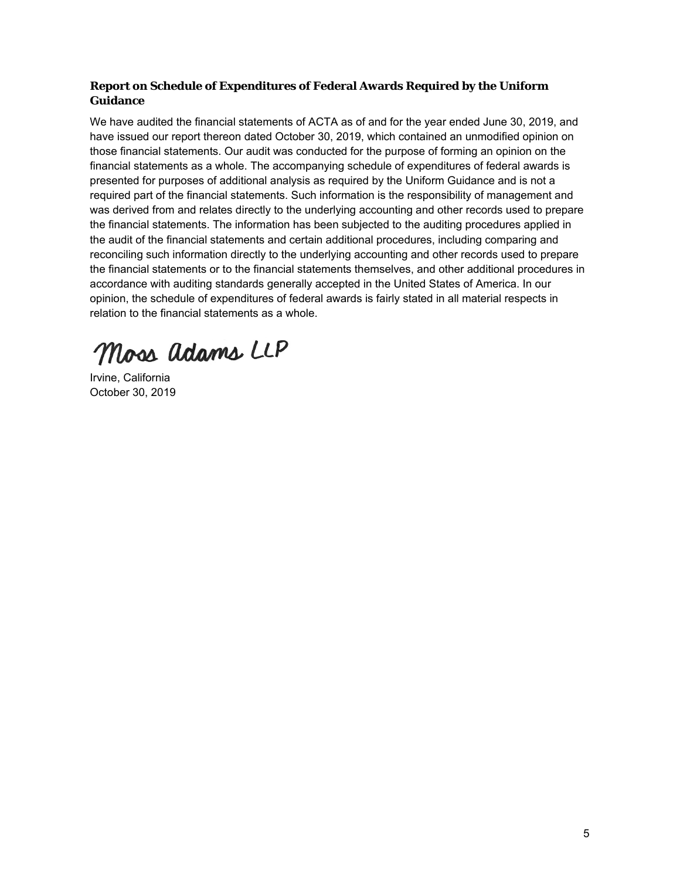### Report on Schedule of Expenditures of Federal Awards Required by the Uniform Guidance

We have audited the financial statements of ACTA as of and for the year ended June 30, 2019, and have issued our report thereon dated October 30, 2019, which contained an unmodified opinion on those financial statements. Our audit was conducted for the purpose of forming an opinion on the financial statements as a whole. The accompanying schedule of expenditures of federal awards is presented for purposes of additional analysis as required by the Uniform Guidance and is not a required part of the financial statements. Such information is the responsibility of management and was derived from and relates directly to the underlying accounting and other records used to prepare the financial statements. The information has been subjected to the auditing procedures applied in the audit of the financial statements and certain additional procedures, including comparing and reconciling such information directly to the underlying accounting and other records used to prepare the financial statements or to the financial statements themselves, and other additional procedures in accordance with auditing standards generally accepted in the United States of America. In our opinion, the schedule of expenditures of federal awards is fairly stated in all material respects in relation to the financial statements as a whole.

Moss Adams LLP

Irvine, California
October 30, 2019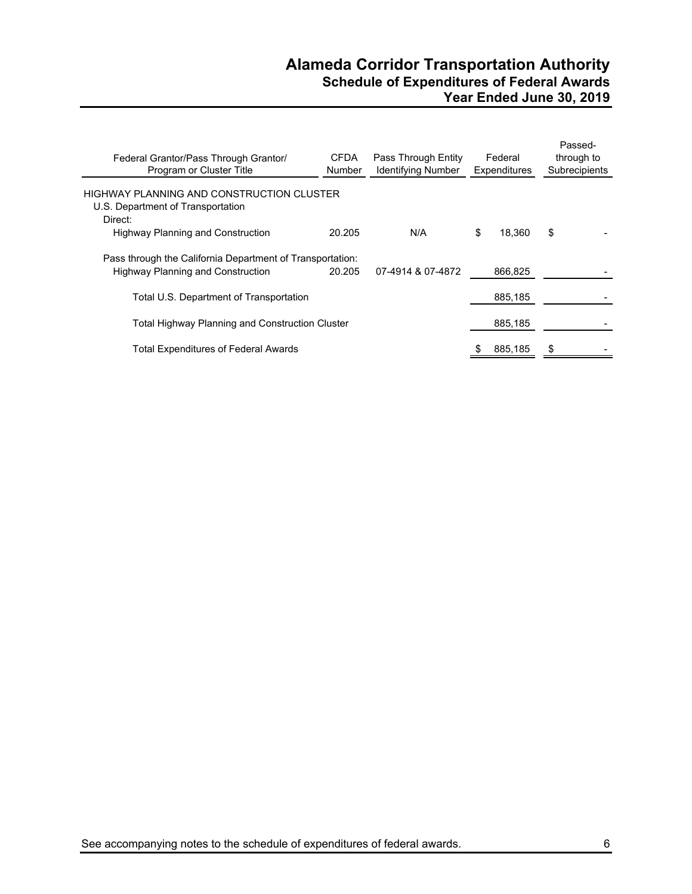# Alameda Corridor Transportation Authority
## Schedule of Expenditures of Federal Awards
### Year Ended June 30, 2019

| Federal Grantor/Pass Through Grantor/ Program or Cluster Title | CFDA Number | Pass Through Entity Identifying Number | Federal Expenditures | Passed-through to Subrecipients |
|---|---|---|---|---|
| HIGHWAY PLANNING AND CONSTRUCTION CLUSTER | | | | |
| U.S. Department of Transportation | | | | |
| Direct: | | | | |
| Highway Planning and Construction | 20.205 | N/A | $ 18,360 | $ - |
| Pass through the California Department of Transportation: | | | | |
| Highway Planning and Construction | 20.205 | 07-4914 & 07-4872 | 866,825 | - |
| Total U.S. Department of Transportation | | | 885,185 | - |
| Total Highway Planning and Construction Cluster | | | 885,185 | - |
| Total Expenditures of Federal Awards | | | $ 885,185 | $ - |

See accompanying notes to the schedule of expenditures of federal awards.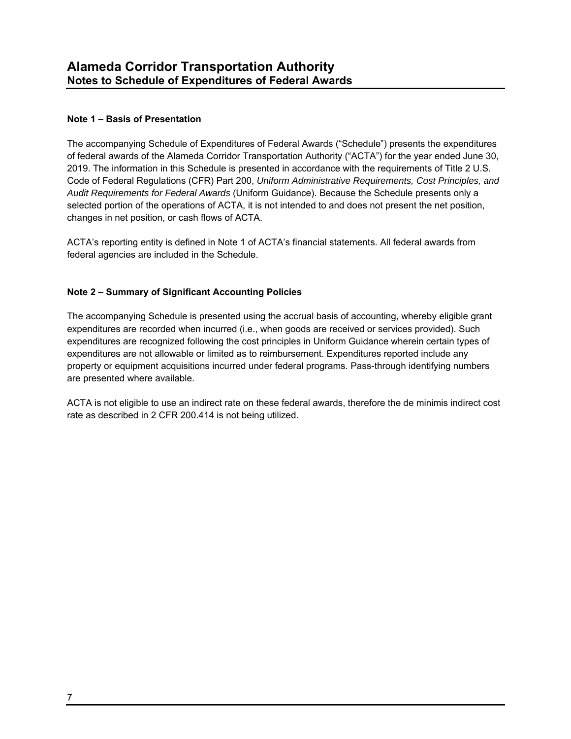# Alameda Corridor Transportation Authority
## Notes to Schedule of Expenditures of Federal Awards

### Note 1 – Basis of Presentation

The accompanying Schedule of Expenditures of Federal Awards ("Schedule") presents the expenditures of federal awards of the Alameda Corridor Transportation Authority ("ACTA") for the year ended June 30, 2019. The information in this Schedule is presented in accordance with the requirements of Title 2 U.S. Code of Federal Regulations (CFR) Part 200, *Uniform Administrative Requirements, Cost Principles, and Audit Requirements for Federal Awards* (Uniform Guidance). Because the Schedule presents only a selected portion of the operations of ACTA, it is not intended to and does not present the net position, changes in net position, or cash flows of ACTA.

ACTA's reporting entity is defined in Note 1 of ACTA's financial statements. All federal awards from federal agencies are included in the Schedule.

### Note 2 – Summary of Significant Accounting Policies

The accompanying Schedule is presented using the accrual basis of accounting, whereby eligible grant expenditures are recorded when incurred (i.e., when goods are received or services provided). Such expenditures are recognized following the cost principles in Uniform Guidance wherein certain types of expenditures are not allowable or limited as to reimbursement. Expenditures reported include any property or equipment acquisitions incurred under federal programs. Pass-through identifying numbers are presented where available.

ACTA is not eligible to use an indirect rate on these federal awards, therefore the de minimis indirect cost rate as described in 2 CFR 200.414 is not being utilized.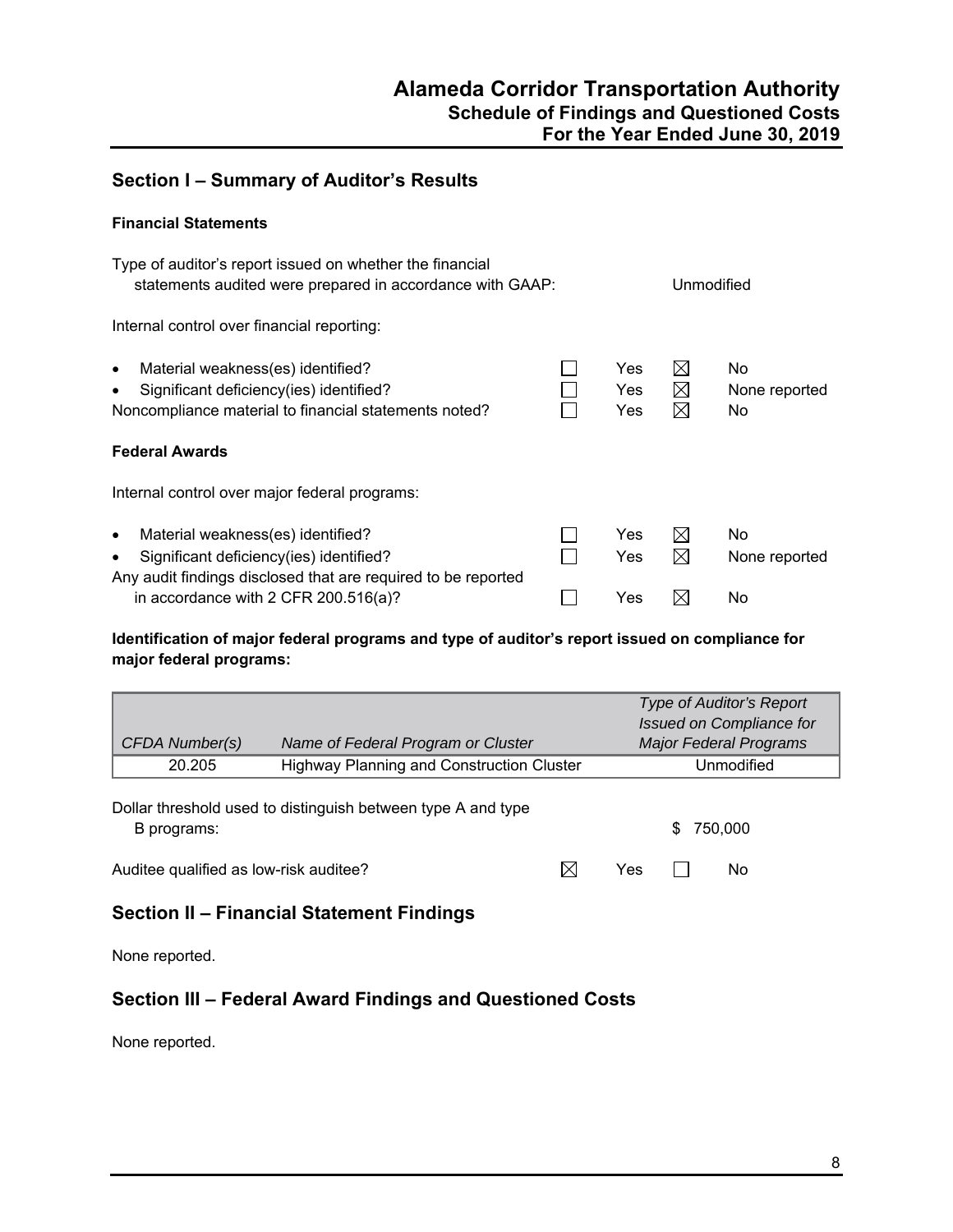# Alameda Corridor Transportation Authority
## Schedule of Findings and Questioned Costs
## For the Year Ended June 30, 2019

## Section I – Summary of Auditor's Results

### Financial Statements

Type of auditor's report issued on whether the financial statements audited were prepared in accordance with GAAP: Unmodified

Internal control over financial reporting:

| | | | | |
|---|---|---|---|---|
| • Material weakness(es) identified? | ☐ | Yes | ☒ | No |
| • Significant deficiency(ies) identified? | ☐ | Yes | ☒ | None reported |
| Noncompliance material to financial statements noted? | ☐ | Yes | ☒ | No |

### Federal Awards

Internal control over major federal programs:

| | | | | |
|---|---|---|---|---|
| • Material weakness(es) identified? | ☐ | Yes | ☒ | No |
| • Significant deficiency(ies) identified? | ☐ | Yes | ☒ | None reported |
| Any audit findings disclosed that are required to be reported in accordance with 2 CFR 200.516(a)? | ☐ | Yes | ☒ | No |

**Identification of major federal programs and type of auditor's report issued on compliance for major federal programs:**

| *CFDA Number(s)* | *Name of Federal Program or Cluster* | *Type of Auditor's Report Issued on Compliance for Major Federal Programs* |
|---|---|---|
| 20.205 | Highway Planning and Construction Cluster | Unmodified |

Dollar threshold used to distinguish between type A and type B programs: $ 750,000

| | | | | |
|---|---|---|---|---|
| Auditee qualified as low-risk auditee? | ☒ | Yes | ☐ | No |

## Section II – Financial Statement Findings

None reported.

## Section III – Federal Award Findings and Questioned Costs

None reported.